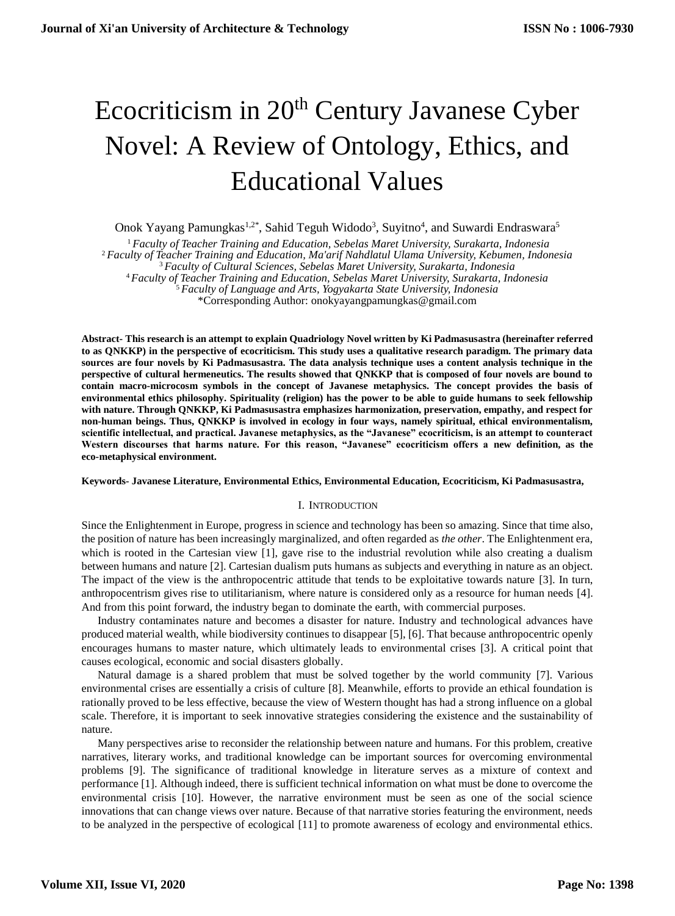# Ecocriticism in 20th Century Javanese Cyber Novel: A Review of Ontology, Ethics, and Educational Values

Onok Yayang Pamungkas[1,2*], Sahid Teguh Widodo[3], Suyitno[4], and Suwardi Endraswara[5]

[1] *Faculty of Teacher Training and Education, Sebelas Maret University, Surakarta, Indonesia*
[2] *Faculty of Teacher Training and Education, Ma'arif Nahdlatul Ulama University, Kebumen, Indonesia*
[3] *Faculty of Cultural Sciences, Sebelas Maret University, Surakarta, Indonesia*
[4] *Faculty of Teacher Training and Education, Sebelas Maret University, Surakarta, Indonesia*
[5] *Faculty of Language and Arts, Yogyakarta State University, Indonesia*
*Corresponding Author: onokyayangpamungkas@gmail.com

**Abstract- This research is an attempt to explain Quadriology Novel written by Ki Padmasusastra (hereinafter referred to as QNKKP) in the perspective of ecocriticism. This study uses a qualitative research paradigm. The primary data sources are four novels by Ki Padmasusastra. The data analysis technique uses a content analysis technique in the perspective of cultural hermeneutics. The results showed that QNKKP that is composed of four novels are bound to contain macro-microcosm symbols in the concept of Javanese metaphysics. The concept provides the basis of environmental ethics philosophy. Spirituality (religion) has the power to be able to guide humans to seek fellowship with nature. Through QNKKP, Ki Padmasusastra emphasizes harmonization, preservation, empathy, and respect for non-human beings. Thus, QNKKP is involved in ecology in four ways, namely spiritual, ethical environmentalism, scientific intellectual, and practical. Javanese metaphysics, as the "Javanese" ecocriticism, is an attempt to counteract Western discourses that harms nature. For this reason, "Javanese" ecocriticism offers a new definition, as the eco-metaphysical environment.**

**Keywords- Javanese Literature, Environmental Ethics, Environmental Education, Ecocriticism, Ki Padmasusastra,**

## I. Introduction

Since the Enlightenment in Europe, progress in science and technology has been so amazing. Since that time also, the position of nature has been increasingly marginalized, and often regarded as *the other*. The Enlightenment era, which is rooted in the Cartesian view [1], gave rise to the industrial revolution while also creating a dualism between humans and nature [2]. Cartesian dualism puts humans as subjects and everything in nature as an object. The impact of the view is the anthropocentric attitude that tends to be exploitative towards nature [3]. In turn, anthropocentrism gives rise to utilitarianism, where nature is considered only as a resource for human needs [4]. And from this point forward, the industry began to dominate the earth, with commercial purposes.

Industry contaminates nature and becomes a disaster for nature. Industry and technological advances have produced material wealth, while biodiversity continues to disappear [5], [6]. That because anthropocentric openly encourages humans to master nature, which ultimately leads to environmental crises [3]. A critical point that causes ecological, economic and social disasters globally.

Natural damage is a shared problem that must be solved together by the world community [7]. Various environmental crises are essentially a crisis of culture [8]. Meanwhile, efforts to provide an ethical foundation is rationally proved to be less effective, because the view of Western thought has had a strong influence on a global scale. Therefore, it is important to seek innovative strategies considering the existence and the sustainability of nature.

Many perspectives arise to reconsider the relationship between nature and humans. For this problem, creative narratives, literary works, and traditional knowledge can be important sources for overcoming environmental problems [9]. The significance of traditional knowledge in literature serves as a mixture of context and performance [1]. Although indeed, there is sufficient technical information on what must be done to overcome the environmental crisis [10]. However, the narrative environment must be seen as one of the social science innovations that can change views over nature. Because of that narrative stories featuring the environment, needs to be analyzed in the perspective of ecological [11] to promote awareness of ecology and environmental ethics.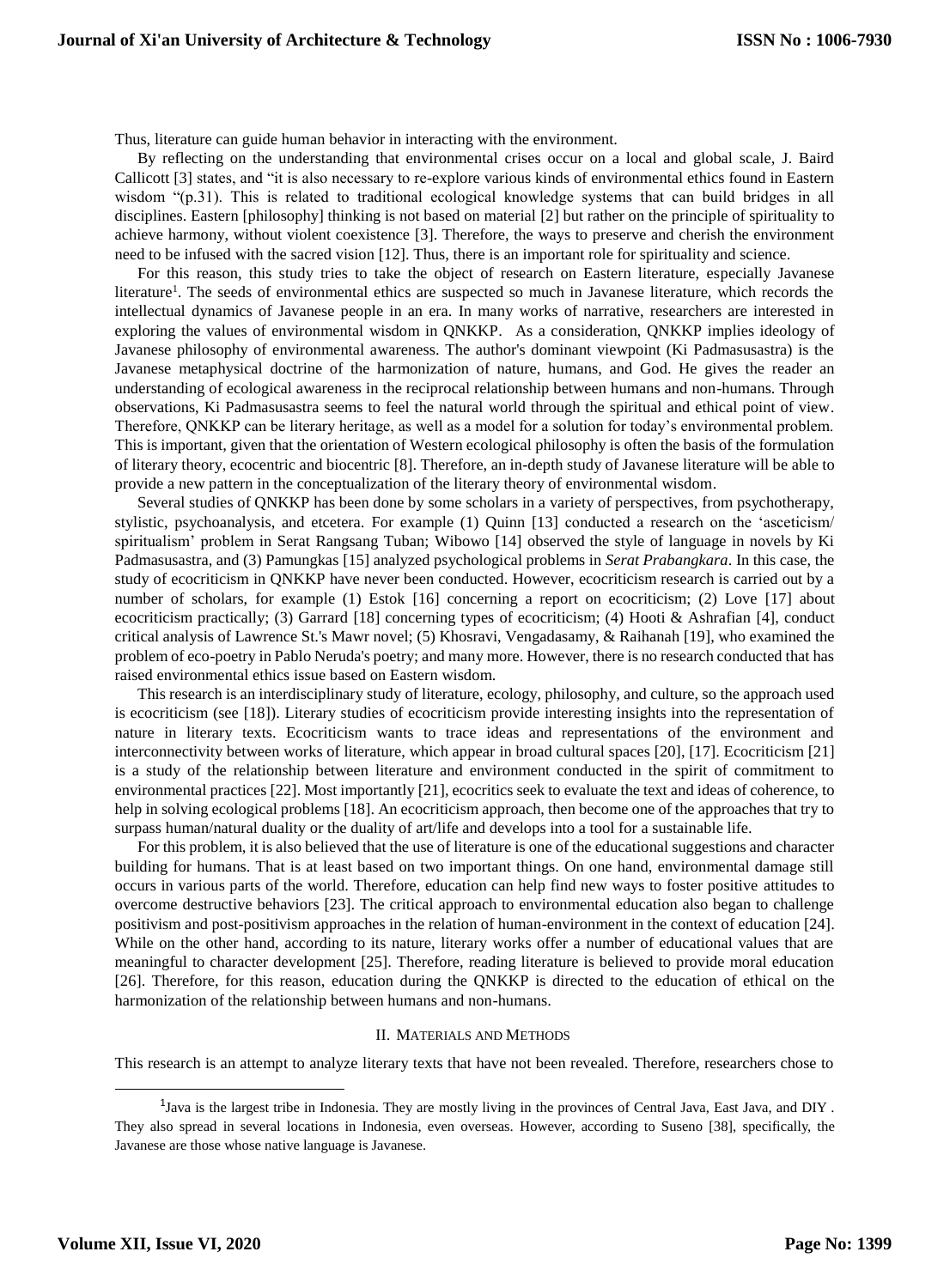Thus, literature can guide human behavior in interacting with the environment.

By reflecting on the understanding that environmental crises occur on a local and global scale, J. Baird Callicott [3] states, and "it is also necessary to re-explore various kinds of environmental ethics found in Eastern wisdom "(p.31). This is related to traditional ecological knowledge systems that can build bridges in all disciplines. Eastern [philosophy] thinking is not based on material [2] but rather on the principle of spirituality to achieve harmony, without violent coexistence [3]. Therefore, the ways to preserve and cherish the environment need to be infused with the sacred vision [12]. Thus, there is an important role for spirituality and science.

For this reason, this study tries to take the object of research on Eastern literature, especially Javanese literature[1]. The seeds of environmental ethics are suspected so much in Javanese literature, which records the intellectual dynamics of Javanese people in an era. In many works of narrative, researchers are interested in exploring the values of environmental wisdom in QNKKP. As a consideration, QNKKP implies ideology of Javanese philosophy of environmental awareness. The author's dominant viewpoint (Ki Padmasusastra) is the Javanese metaphysical doctrine of the harmonization of nature, humans, and God. He gives the reader an understanding of ecological awareness in the reciprocal relationship between humans and non-humans. Through observations, Ki Padmasusastra seems to feel the natural world through the spiritual and ethical point of view. Therefore, QNKKP can be literary heritage, as well as a model for a solution for today's environmental problem. This is important, given that the orientation of Western ecological philosophy is often the basis of the formulation of literary theory, ecocentric and biocentric [8]. Therefore, an in-depth study of Javanese literature will be able to provide a new pattern in the conceptualization of the literary theory of environmental wisdom.

Several studies of QNKKP has been done by some scholars in a variety of perspectives, from psychotherapy, stylistic, psychoanalysis, and etcetera. For example (1) Quinn [13] conducted a research on the 'asceticism/ spiritualism' problem in Serat Rangsang Tuban; Wibowo [14] observed the style of language in novels by Ki Padmasusastra, and (3) Pamungkas [15] analyzed psychological problems in *Serat Prabangkara*. In this case, the study of ecocriticism in QNKKP have never been conducted. However, ecocriticism research is carried out by a number of scholars, for example (1) Estok [16] concerning a report on ecocriticism; (2) Love [17] about ecocriticism practically; (3) Garrard [18] concerning types of ecocriticism; (4) Hooti & Ashrafian [4], conduct critical analysis of Lawrence St.'s Mawr novel; (5) Khosravi, Vengadasamy, & Raihanah [19], who examined the problem of eco-poetry in Pablo Neruda's poetry; and many more. However, there is no research conducted that has raised environmental ethics issue based on Eastern wisdom.

This research is an interdisciplinary study of literature, ecology, philosophy, and culture, so the approach used is ecocriticism (see [18]). Literary studies of ecocriticism provide interesting insights into the representation of nature in literary texts. Ecocriticism wants to trace ideas and representations of the environment and interconnectivity between works of literature, which appear in broad cultural spaces [20], [17]. Ecocriticism [21] is a study of the relationship between literature and environment conducted in the spirit of commitment to environmental practices [22]. Most importantly [21], ecocritics seek to evaluate the text and ideas of coherence, to help in solving ecological problems [18]. An ecocriticism approach, then become one of the approaches that try to surpass human/natural duality or the duality of art/life and develops into a tool for a sustainable life.

For this problem, it is also believed that the use of literature is one of the educational suggestions and character building for humans. That is at least based on two important things. On one hand, environmental damage still occurs in various parts of the world. Therefore, education can help find new ways to foster positive attitudes to overcome destructive behaviors [23]. The critical approach to environmental education also began to challenge positivism and post-positivism approaches in the relation of human-environment in the context of education [24]. While on the other hand, according to its nature, literary works offer a number of educational values that are meaningful to character development [25]. Therefore, reading literature is believed to provide moral education [26]. Therefore, for this reason, education during the QNKKP is directed to the education of ethical on the harmonization of the relationship between humans and non-humans.

## II. Materials and Methods

This research is an attempt to analyze literary texts that have not been revealed. Therefore, researchers chose to

---

[1] Java is the largest tribe in Indonesia. They are mostly living in the provinces of Central Java, East Java, and DIY . They also spread in several locations in Indonesia, even overseas. However, according to Suseno [38], specifically, the Javanese are those whose native language is Javanese.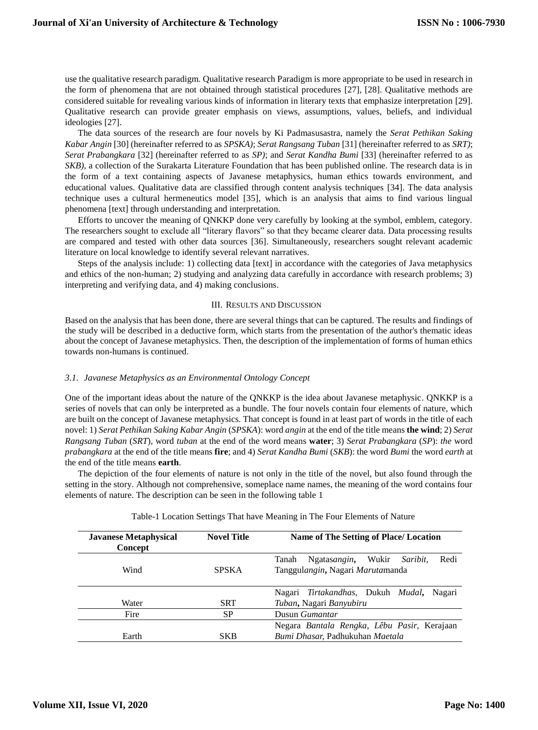use the qualitative research paradigm. Qualitative research Paradigm is more appropriate to be used in research in the form of phenomena that are not obtained through statistical procedures [27], [28]. Qualitative methods are considered suitable for revealing various kinds of information in literary texts that emphasize interpretation [29]. Qualitative research can provide greater emphasis on views, assumptions, values, beliefs, and individual ideologies [27].

The data sources of the research are four novels by Ki Padmasusastra, namely the *Serat Pethikan Saking Kabar Angin* [30] (hereinafter referred to as *SPSKA)*; *Serat Rangsang Tuban* [31] (hereinafter referred to as *SRT)*; *Serat Prabangkara* [32] (hereinafter referred to as *SP)*; and *Serat Kandha Bumi* [33] (hereinafter referred to as *SKB)*, a collection of the Surakarta Literature Foundation that has been published online. The research data is in the form of a text containing aspects of Javanese metaphysics, human ethics towards environment, and educational values. Qualitative data are classified through content analysis techniques [34]. The data analysis technique uses a cultural hermeneutics model [35], which is an analysis that aims to find various lingual phenomena [text] through understanding and interpretation.

Efforts to uncover the meaning of QNKKP done very carefully by looking at the symbol, emblem, category. The researchers sought to exclude all "literary flavors" so that they became clearer data. Data processing results are compared and tested with other data sources [36]. Simultaneously, researchers sought relevant academic literature on local knowledge to identify several relevant narratives.

Steps of the analysis include: 1) collecting data [text] in accordance with the categories of Java metaphysics and ethics of the non-human; 2) studying and analyzing data carefully in accordance with research problems; 3) interpreting and verifying data, and 4) making conclusions.

## III. Results and Discussion

Based on the analysis that has been done, there are several things that can be captured. The results and findings of the study will be described in a deductive form, which starts from the presentation of the author's thematic ideas about the concept of Javanese metaphysics. Then, the description of the implementation of forms of human ethics towards non-humans is continued.

### *3.1. Javanese Metaphysics as an Environmental Ontology Concept*

One of the important ideas about the nature of the QNKKP is the idea about Javanese metaphysic. QNKKP is a series of novels that can only be interpreted as a bundle. The four novels contain four elements of nature, which are built on the concept of Javanese metaphysics. That concept is found in at least part of words in the title of each novel: 1) *Serat Pethikan Saking Kabar Angin* (*SPSKA*): word *angin* at the end of the title means **the wind**; 2) *Serat Rangsang Tuban* (*SRT*), word *tuban* at the end of the word means **water**; 3) *Serat Prabangkara* (*SP*): *the* word *prabangkara* at the end of the title means **fire**; and 4) *Serat Kandha Bumi* (*SKB*): the word *Bumi* the word *earth* at the end of the title means **earth**.

The depiction of the four elements of nature is not only in the title of the novel, but also found through the setting in the story. Although not comprehensive, someplace name names, the meaning of the word contains four elements of nature. The description can be seen in the following table 1

Table-1 Location Settings That have Meaning in The Four Elements of Nature

| Javanese Metaphysical Concept | Novel Title | Name of The Setting of Place/ Location |
|---|---|---|
| Wind | SPSKA | Tanah Ngatas*angin***,** Wukir *Saribit*, Redi Tanggul*angin***,** Nagari *Maruta*manda |
| Water | SRT | Nagari *Tirtakandhas,* Dukuh *Mudal***,** Nagari *Tuban***,** Nagari *Banyubiru* |
| Fire | SP | Dusun *Gumantar* |
| Earth | SKB | Negara *Bantala Rengka, Lêbu Pasir*, Kerajaan *Bumi Dhasar,* Padhukuhan *Maetala* |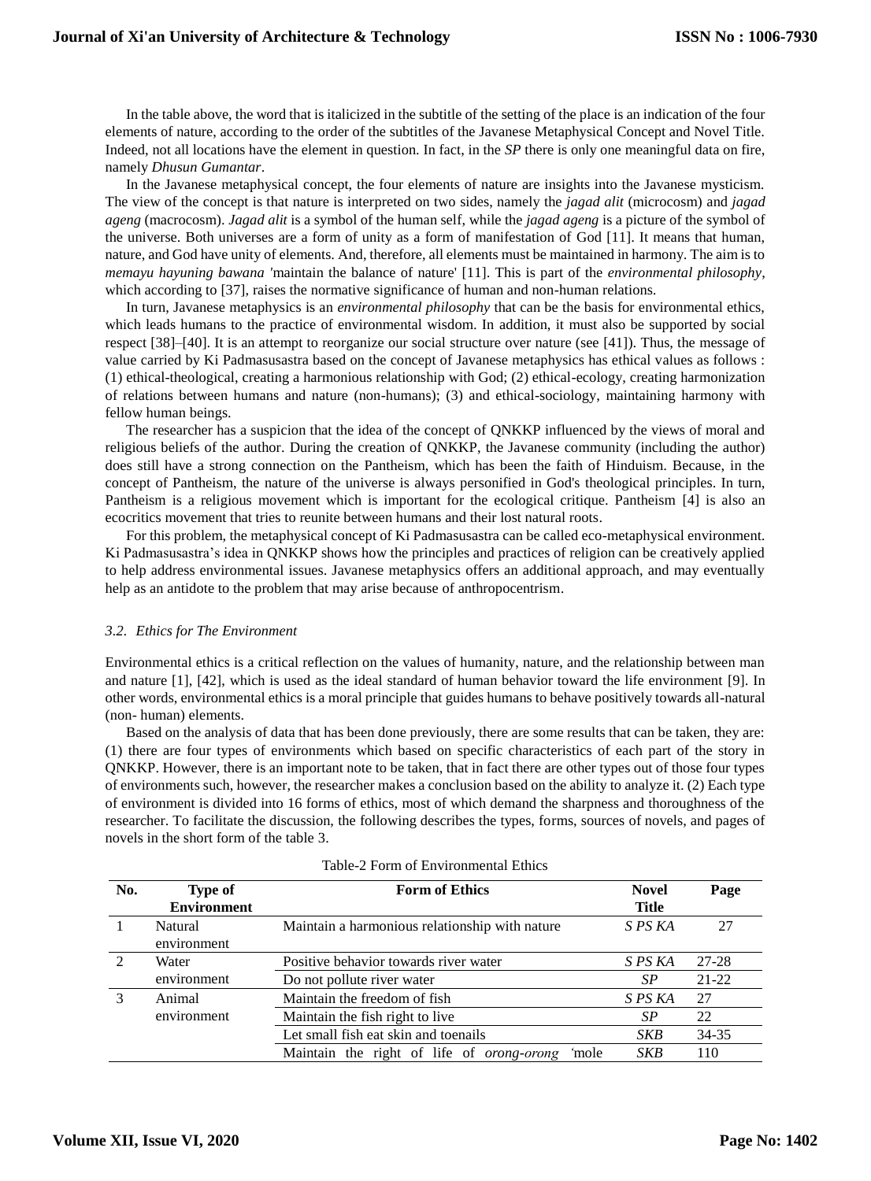In the table above, the word that is italicized in the subtitle of the setting of the place is an indication of the four elements of nature, according to the order of the subtitles of the Javanese Metaphysical Concept and Novel Title. Indeed, not all locations have the element in question. In fact, in the *SP* there is only one meaningful data on fire, namely *Dhusun Gumantar*.

In the Javanese metaphysical concept, the four elements of nature are insights into the Javanese mysticism. The view of the concept is that nature is interpreted on two sides, namely the *jagad alit* (microcosm) and *jagad ageng* (macrocosm). *Jagad alit* is a symbol of the human self, while the *jagad ageng* is a picture of the symbol of the universe. Both universes are a form of unity as a form of manifestation of God [11]. It means that human, nature, and God have unity of elements. And, therefore, all elements must be maintained in harmony. The aim is to *memayu hayuning bawana* 'maintain the balance of nature' [11]. This is part of the *environmental philosophy*, which according to [37], raises the normative significance of human and non-human relations.

In turn, Javanese metaphysics is an *environmental philosophy* that can be the basis for environmental ethics, which leads humans to the practice of environmental wisdom. In addition, it must also be supported by social respect [38]–[40]. It is an attempt to reorganize our social structure over nature (see [41]). Thus, the message of value carried by Ki Padmasusastra based on the concept of Javanese metaphysics has ethical values as follows : (1) ethical-theological, creating a harmonious relationship with God; (2) ethical-ecology, creating harmonization of relations between humans and nature (non-humans); (3) and ethical-sociology, maintaining harmony with fellow human beings.

The researcher has a suspicion that the idea of the concept of QNKKP influenced by the views of moral and religious beliefs of the author. During the creation of QNKKP, the Javanese community (including the author) does still have a strong connection on the Pantheism, which has been the faith of Hinduism. Because, in the concept of Pantheism, the nature of the universe is always personified in God's theological principles. In turn, Pantheism is a religious movement which is important for the ecological critique. Pantheism [4] is also an ecocritics movement that tries to reunite between humans and their lost natural roots.

For this problem, the metaphysical concept of Ki Padmasusastra can be called eco-metaphysical environment. Ki Padmasusastra's idea in QNKKP shows how the principles and practices of religion can be creatively applied to help address environmental issues. Javanese metaphysics offers an additional approach, and may eventually help as an antidote to the problem that may arise because of anthropocentrism.

### *3.2. Ethics for The Environment*

Environmental ethics is a critical reflection on the values of humanity, nature, and the relationship between man and nature [1], [42], which is used as the ideal standard of human behavior toward the life environment [9]. In other words, environmental ethics is a moral principle that guides humans to behave positively towards all-natural (non- human) elements.

Based on the analysis of data that has been done previously, there are some results that can be taken, they are: (1) there are four types of environments which based on specific characteristics of each part of the story in QNKKP. However, there is an important note to be taken, that in fact there are other types out of those four types of environments such, however, the researcher makes a conclusion based on the ability to analyze it. (2) Each type of environment is divided into 16 forms of ethics, most of which demand the sharpness and thoroughness of the researcher. To facilitate the discussion, the following describes the types, forms, sources of novels, and pages of novels in the short form of the table 3.

Table-2 Form of Environmental Ethics

| No. | Type of Environment | Form of Ethics | Novel Title | Page |
|---|---|---|---|---|
| 1 | Natural environment | Maintain a harmonious relationship with nature | *S PS KA* | 27 |
| 2 | Water environment | Positive behavior towards river water | *S PS KA* | 27-28 |
| | | Do not pollute river water | *SP* | 21-22 |
| 3 | Animal environment | Maintain the freedom of fish | *S PS KA* | 27 |
| | | Maintain the fish right to live | *SP* | 22 |
| | | Let small fish eat skin and toenails | *SKB* | 34-35 |
| | | Maintain the right of life of *orong-orong* 'mole | *SKB* | 110 |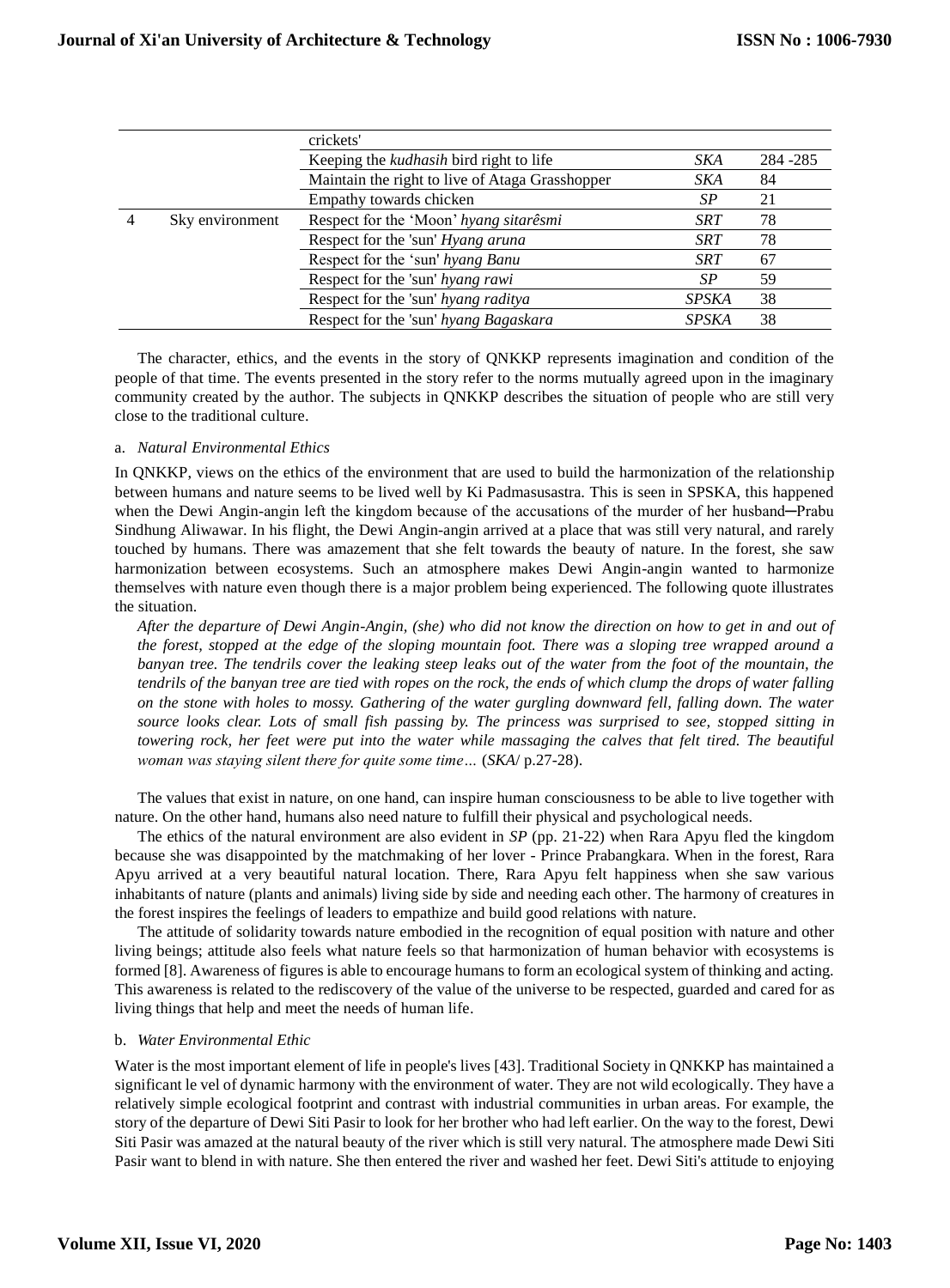| | | | | |
|---|---|---|---|---|
| | | crickets' | | |
| | | Keeping the *kudhasih* bird right to life | *SKA* | 284 -285 |
| | | Maintain the right to live of Ataga Grasshopper | *SKA* | 84 |
| | | Empathy towards chicken | *SP* | 21 |
| 4 | Sky environment | Respect for the 'Moon' *hyang sitarêsmi* | *SRT* | 78 |
| | | Respect for the 'sun' *Hyang aruna* | *SRT* | 78 |
| | | Respect for the 'sun' *hyang Banu* | *SRT* | 67 |
| | | Respect for the 'sun' *hyang rawi* | *SP* | 59 |
| | | Respect for the 'sun' *hyang raditya* | *SPSKA* | 38 |
| | | Respect for the 'sun' *hyang Bagaskara* | *SPSKA* | 38 |

The character, ethics, and the events in the story of QNKKP represents imagination and condition of the people of that time. The events presented in the story refer to the norms mutually agreed upon in the imaginary community created by the author. The subjects in QNKKP describes the situation of people who are still very close to the traditional culture.

a. *Natural Environmental Ethics*

In QNKKP, views on the ethics of the environment that are used to build the harmonization of the relationship between humans and nature seems to be lived well by Ki Padmasusastra. This is seen in SPSKA, this happened when the Dewi Angin-angin left the kingdom because of the accusations of the murder of her husband─Prabu Sindhung Aliwawar. In his flight, the Dewi Angin-angin arrived at a place that was still very natural, and rarely touched by humans. There was amazement that she felt towards the beauty of nature. In the forest, she saw harmonization between ecosystems. Such an atmosphere makes Dewi Angin-angin wanted to harmonize themselves with nature even though there is a major problem being experienced. The following quote illustrates the situation.

*After the departure of Dewi Angin-Angin, (she) who did not know the direction on how to get in and out of the forest, stopped at the edge of the sloping mountain foot. There was a sloping tree wrapped around a banyan tree. The tendrils cover the leaking steep leaks out of the water from the foot of the mountain, the tendrils of the banyan tree are tied with ropes on the rock, the ends of which clump the drops of water falling on the stone with holes to mossy. Gathering of the water gurgling downward fell, falling down. The water source looks clear. Lots of small fish passing by. The princess was surprised to see, stopped sitting in towering rock, her feet were put into the water while massaging the calves that felt tired. The beautiful woman was staying silent there for quite some time…* (*SKA*/ p.27-28).

The values that exist in nature, on one hand, can inspire human consciousness to be able to live together with nature. On the other hand, humans also need nature to fulfill their physical and psychological needs.

The ethics of the natural environment are also evident in *SP* (pp. 21-22) when Rara Apyu fled the kingdom because she was disappointed by the matchmaking of her lover - Prince Prabangkara. When in the forest, Rara Apyu arrived at a very beautiful natural location. There, Rara Apyu felt happiness when she saw various inhabitants of nature (plants and animals) living side by side and needing each other. The harmony of creatures in the forest inspires the feelings of leaders to empathize and build good relations with nature.

The attitude of solidarity towards nature embodied in the recognition of equal position with nature and other living beings; attitude also feels what nature feels so that harmonization of human behavior with ecosystems is formed [8]. Awareness of figures is able to encourage humans to form an ecological system of thinking and acting. This awareness is related to the rediscovery of the value of the universe to be respected, guarded and cared for as living things that help and meet the needs of human life.

b. *Water Environmental Ethic*

Water is the most important element of life in people's lives [43]. Traditional Society in QNKKP has maintained a significant le vel of dynamic harmony with the environment of water. They are not wild ecologically. They have a relatively simple ecological footprint and contrast with industrial communities in urban areas. For example, the story of the departure of Dewi Siti Pasir to look for her brother who had left earlier. On the way to the forest, Dewi Siti Pasir was amazed at the natural beauty of the river which is still very natural. The atmosphere made Dewi Siti Pasir want to blend in with nature. She then entered the river and washed her feet. Dewi Siti's attitude to enjoying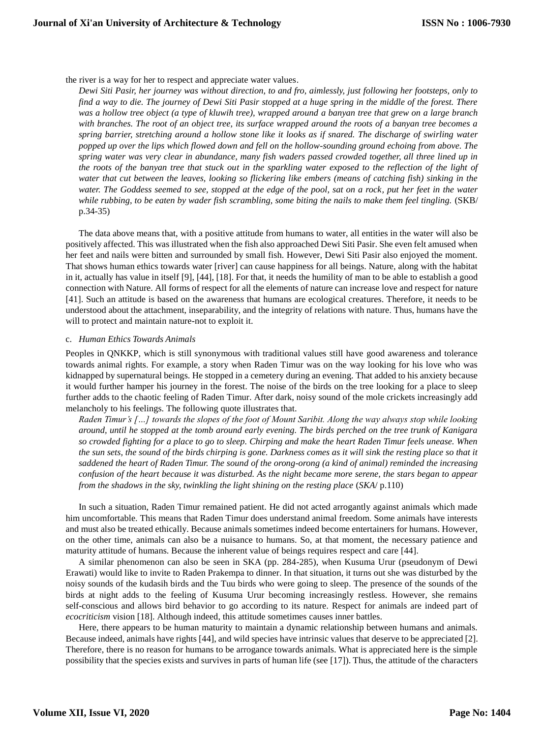the river is a way for her to respect and appreciate water values.

> *Dewi Siti Pasir, her journey was without direction, to and fro, aimlessly, just following her footsteps, only to find a way to die. The journey of Dewi Siti Pasir stopped at a huge spring in the middle of the forest. There was a hollow tree object (a type of kluwih tree), wrapped around a banyan tree that grew on a large branch with branches. The root of an object tree, its surface wrapped around the roots of a banyan tree becomes a spring barrier, stretching around a hollow stone like it looks as if snared. The discharge of swirling water popped up over the lips which flowed down and fell on the hollow-sounding ground echoing from above. The spring water was very clear in abundance, many fish waders passed crowded together, all three lined up in the roots of the banyan tree that stuck out in the sparkling water exposed to the reflection of the light of water that cut between the leaves, looking so flickering like embers (means of catching fish) sinking in the water. The Goddess seemed to see, stopped at the edge of the pool, sat on a rock, put her feet in the water while rubbing, to be eaten by wader fish scrambling, some biting the nails to make them feel tingling.* (SKB/ p.34-35)

The data above means that, with a positive attitude from humans to water, all entities in the water will also be positively affected. This was illustrated when the fish also approached Dewi Siti Pasir. She even felt amused when her feet and nails were bitten and surrounded by small fish. However, Dewi Siti Pasir also enjoyed the moment. That shows human ethics towards water [river] can cause happiness for all beings. Nature, along with the habitat in it, actually has value in itself [9], [44], [18]. For that, it needs the humility of man to be able to establish a good connection with Nature. All forms of respect for all the elements of nature can increase love and respect for nature [41]. Such an attitude is based on the awareness that humans are ecological creatures. Therefore, it needs to be understood about the attachment, inseparability, and the integrity of relations with nature. Thus, humans have the will to protect and maintain nature-not to exploit it.

c. *Human Ethics Towards Animals*

Peoples in QNKKP, which is still synonymous with traditional values still have good awareness and tolerance towards animal rights. For example, a story when Raden Timur was on the way looking for his love who was kidnapped by supernatural beings. He stopped in a cemetery during an evening. That added to his anxiety because it would further hamper his journey in the forest. The noise of the birds on the tree looking for a place to sleep further adds to the chaotic feeling of Raden Timur. After dark, noisy sound of the mole crickets increasingly add melancholy to his feelings. The following quote illustrates that.

> *Raden Timur's […] towards the slopes of the foot of Mount Saribit. Along the way always stop while looking around, until he stopped at the tomb around early evening. The birds perched on the tree trunk of Kanigara so crowded fighting for a place to go to sleep. Chirping and make the heart Raden Timur feels unease. When the sun sets, the sound of the birds chirping is gone. Darkness comes as it will sink the resting place so that it saddened the heart of Raden Timur. The sound of the orong-orong (a kind of animal) reminded the increasing confusion of the heart because it was disturbed. As the night became more serene, the stars began to appear from the shadows in the sky, twinkling the light shining on the resting place* (*SKA*/ p.110)

In such a situation, Raden Timur remained patient. He did not acted arrogantly against animals which made him uncomfortable. This means that Raden Timur does understand animal freedom. Some animals have interests and must also be treated ethically. Because animals sometimes indeed become entertainers for humans. However, on the other time, animals can also be a nuisance to humans. So, at that moment, the necessary patience and maturity attitude of humans. Because the inherent value of beings requires respect and care [44].

A similar phenomenon can also be seen in SKA (pp. 284-285), when Kusuma Urur (pseudonym of Dewi Erawati) would like to invite to Raden Prakempa to dinner. In that situation, it turns out she was disturbed by the noisy sounds of the kudasih birds and the Tuu birds who were going to sleep. The presence of the sounds of the birds at night adds to the feeling of Kusuma Urur becoming increasingly restless. However, she remains self-conscious and allows bird behavior to go according to its nature. Respect for animals are indeed part of *ecocriticism* vision [18]. Although indeed, this attitude sometimes causes inner battles.

Here, there appears to be human maturity to maintain a dynamic relationship between humans and animals. Because indeed, animals have rights [44], and wild species have intrinsic values that deserve to be appreciated [2]. Therefore, there is no reason for humans to be arrogance towards animals. What is appreciated here is the simple possibility that the species exists and survives in parts of human life (see [17]). Thus, the attitude of the characters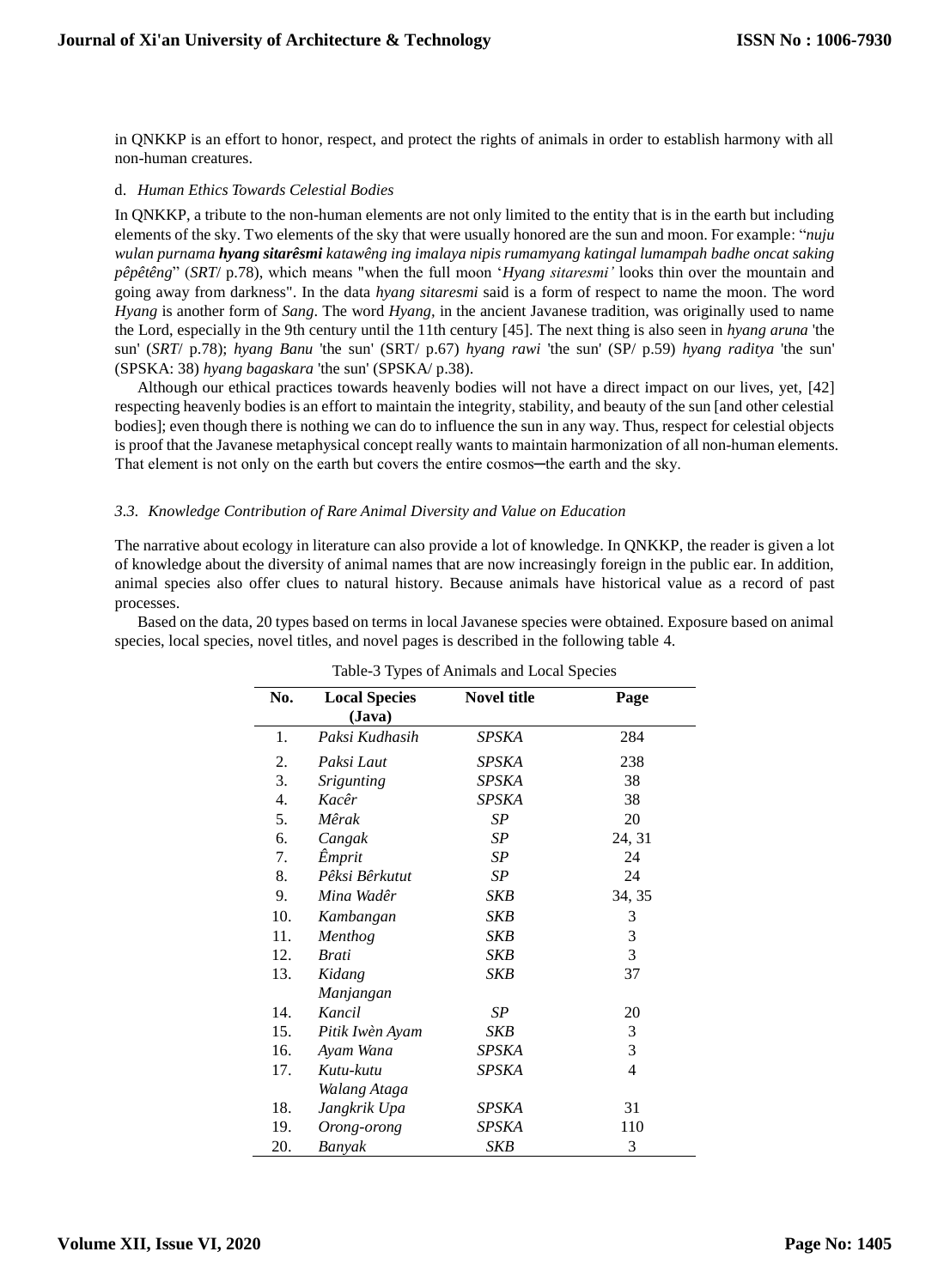in QNKKP is an effort to honor, respect, and protect the rights of animals in order to establish harmony with all non-human creatures.

d. *Human Ethics Towards Celestial Bodies*

In QNKKP, a tribute to the non-human elements are not only limited to the entity that is in the earth but including elements of the sky. Two elements of the sky that were usually honored are the sun and moon. For example: "*nuju wulan purnama **hyang sitarêsmi** katawêng ing imalaya nipis rumamyang katingal lumampah badhe oncat saking pêpêtêng*" (*SRT*/ p.78), which means "when the full moon '*Hyang sitaresmi'* looks thin over the mountain and going away from darkness". In the data *hyang sitaresmi* said is a form of respect to name the moon. The word *Hyang* is another form of *Sang*. The word *Hyang,* in the ancient Javanese tradition, was originally used to name the Lord, especially in the 9th century until the 11th century [45]. The next thing is also seen in *hyang aruna* 'the sun' (*SRT*/ p.78); *hyang Banu* 'the sun' (SRT/ p.67) *hyang rawi* 'the sun' (SP/ p.59) *hyang raditya* 'the sun' (SPSKA: 38) *hyang bagaskara* 'the sun' (SPSKA/ p.38).

Although our ethical practices towards heavenly bodies will not have a direct impact on our lives, yet, [42] respecting heavenly bodies is an effort to maintain the integrity, stability, and beauty of the sun [and other celestial bodies]; even though there is nothing we can do to influence the sun in any way. Thus, respect for celestial objects is proof that the Javanese metaphysical concept really wants to maintain harmonization of all non-human elements. That element is not only on the earth but covers the entire cosmos─the earth and the sky.

### *3.3. Knowledge Contribution of Rare Animal Diversity and Value on Education*

The narrative about ecology in literature can also provide a lot of knowledge. In QNKKP, the reader is given a lot of knowledge about the diversity of animal names that are now increasingly foreign in the public ear. In addition, animal species also offer clues to natural history. Because animals have historical value as a record of past processes.

Based on the data, 20 types based on terms in local Javanese species were obtained. Exposure based on animal species, local species, novel titles, and novel pages is described in the following table 4.

Table-3 Types of Animals and Local Species

| No. | Local Species (Java) | Novel title | Page |
|---|---|---|---|
| 1. | *Paksi Kudhasih* | *SPSKA* | 284 |
| 2. | *Paksi Laut* | *SPSKA* | 238 |
| 3. | *Srigunting* | *SPSKA* | 38 |
| 4. | *Kacêr* | *SPSKA* | 38 |
| 5. | *Mêrak* | *SP* | 20 |
| 6. | *Cangak* | *SP* | 24, 31 |
| 7. | *Êmprit* | *SP* | 24 |
| 8. | *Pêksi Bêrkutut* | *SP* | 24 |
| 9. | *Mina Wadêr* | *SKB* | 34, 35 |
| 10. | *Kambangan* | *SKB* | 3 |
| 11. | *Menthog* | *SKB* | 3 |
| 12. | *Brati* | *SKB* | 3 |
| 13. | *Kidang Manjangan* | *SKB* | 37 |
| 14. | *Kancil* | *SP* | 20 |
| 15. | *Pitik Iwèn Ayam* | *SKB* | 3 |
| 16. | *Ayam Wana* | *SPSKA* | 3 |
| 17. | *Kutu-kutu Walang Ataga* | *SPSKA* | 4 |
| 18. | *Jangkrik Upa* | *SPSKA* | 31 |
| 19. | *Orong-orong* | *SPSKA* | 110 |
| 20. | *Banyak* | *SKB* | 3 |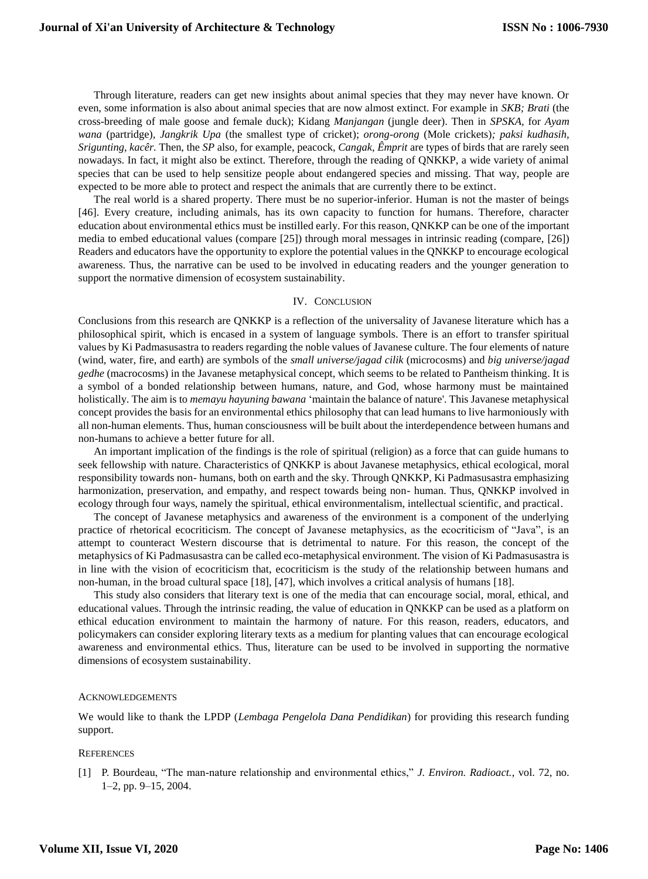Through literature, readers can get new insights about animal species that they may never have known. Or even, some information is also about animal species that are now almost extinct. For example in *SKB; Brati* (the cross-breeding of male goose and female duck); Kidang *Manjangan* (jungle deer). Then in *SPSKA,* for *Ayam wana* (partridge), *Jangkrik Upa* (the smallest type of cricket); *orong-orong* (Mole crickets)*; paksi kudhasih, Srigunting, kacêr.* Then, the *SP* also, for example, peacock, *Cangak, Êmprit* are types of birds that are rarely seen nowadays. In fact, it might also be extinct. Therefore, through the reading of QNKKP, a wide variety of animal species that can be used to help sensitize people about endangered species and missing. That way, people are expected to be more able to protect and respect the animals that are currently there to be extinct.

The real world is a shared property. There must be no superior-inferior. Human is not the master of beings [46]. Every creature, including animals, has its own capacity to function for humans. Therefore, character education about environmental ethics must be instilled early. For this reason, QNKKP can be one of the important media to embed educational values (compare [25]) through moral messages in intrinsic reading (compare, [26]) Readers and educators have the opportunity to explore the potential values in the QNKKP to encourage ecological awareness. Thus, the narrative can be used to be involved in educating readers and the younger generation to support the normative dimension of ecosystem sustainability.

## IV. Conclusion

Conclusions from this research are QNKKP is a reflection of the universality of Javanese literature which has a philosophical spirit, which is encased in a system of language symbols. There is an effort to transfer spiritual values by Ki Padmasusastra to readers regarding the noble values of Javanese culture. The four elements of nature (wind, water, fire, and earth) are symbols of the *small universe/jagad cilik* (microcosms) and *big universe/jagad gedhe* (macrocosms) in the Javanese metaphysical concept, which seems to be related to Pantheism thinking. It is a symbol of a bonded relationship between humans, nature, and God, whose harmony must be maintained holistically. The aim is to *memayu hayuning bawana* 'maintain the balance of nature'. This Javanese metaphysical concept provides the basis for an environmental ethics philosophy that can lead humans to live harmoniously with all non-human elements. Thus, human consciousness will be built about the interdependence between humans and non-humans to achieve a better future for all.

An important implication of the findings is the role of spiritual (religion) as a force that can guide humans to seek fellowship with nature. Characteristics of QNKKP is about Javanese metaphysics, ethical ecological, moral responsibility towards non- humans, both on earth and the sky. Through QNKKP, Ki Padmasusastra emphasizing harmonization, preservation, and empathy, and respect towards being non- human. Thus, QNKKP involved in ecology through four ways, namely the spiritual, ethical environmentalism, intellectual scientific, and practical.

The concept of Javanese metaphysics and awareness of the environment is a component of the underlying practice of rhetorical ecocriticism. The concept of Javanese metaphysics, as the ecocriticism of "Java", is an attempt to counteract Western discourse that is detrimental to nature. For this reason, the concept of the metaphysics of Ki Padmasusastra can be called eco-metaphysical environment. The vision of Ki Padmasusastra is in line with the vision of ecocriticism that, ecocriticism is the study of the relationship between humans and non-human, in the broad cultural space [18], [47], which involves a critical analysis of humans [18].

This study also considers that literary text is one of the media that can encourage social, moral, ethical, and educational values. Through the intrinsic reading, the value of education in QNKKP can be used as a platform on ethical education environment to maintain the harmony of nature. For this reason, readers, educators, and policymakers can consider exploring literary texts as a medium for planting values that can encourage ecological awareness and environmental ethics. Thus, literature can be used to be involved in supporting the normative dimensions of ecosystem sustainability.

## Acknowledgements

We would like to thank the LPDP (*Lembaga Pengelola Dana Pendidikan*) for providing this research funding support.

## References

[1] P. Bourdeau, "The man-nature relationship and environmental ethics," *J. Environ. Radioact.*, vol. 72, no. 1–2, pp. 9–15, 2004.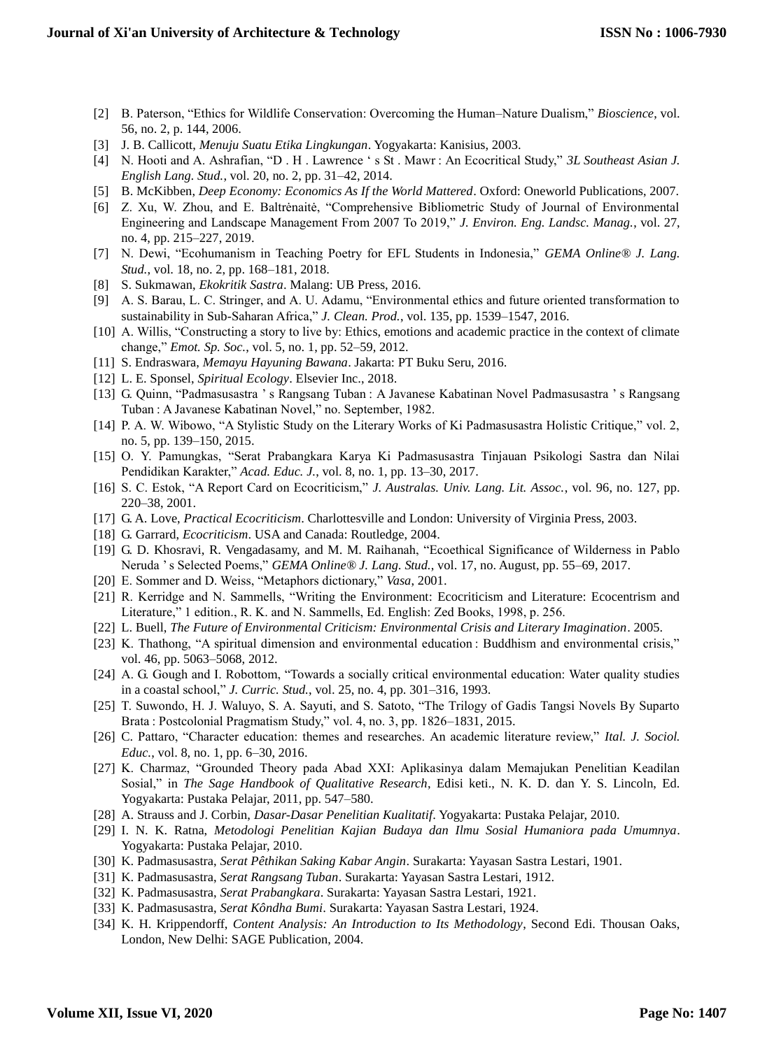[2] B. Paterson, "Ethics for Wildlife Conservation: Overcoming the Human–Nature Dualism," *Bioscience*, vol. 56, no. 2, p. 144, 2006.

[3] J. B. Callicott, *Menuju Suatu Etika Lingkungan*. Yogyakarta: Kanisius, 2003.

[4] N. Hooti and A. Ashrafian, "D . H . Lawrence ' s St . Mawr : An Ecocritical Study," *3L Southeast Asian J. English Lang. Stud.*, vol. 20, no. 2, pp. 31–42, 2014.

[5] B. McKibben, *Deep Economy: Economics As If the World Mattered*. Oxford: Oneworld Publications, 2007.

[6] Z. Xu, W. Zhou, and E. Baltrėnaitė, "Comprehensive Bibliometric Study of Journal of Environmental Engineering and Landscape Management From 2007 To 2019," *J. Environ. Eng. Landsc. Manag.*, vol. 27, no. 4, pp. 215–227, 2019.

[7] N. Dewi, "Ecohumanism in Teaching Poetry for EFL Students in Indonesia," *GEMA Online® J. Lang. Stud.*, vol. 18, no. 2, pp. 168–181, 2018.

[8] S. Sukmawan, *Ekokritik Sastra*. Malang: UB Press, 2016.

[9] A. S. Barau, L. C. Stringer, and A. U. Adamu, "Environmental ethics and future oriented transformation to sustainability in Sub-Saharan Africa," *J. Clean. Prod.*, vol. 135, pp. 1539–1547, 2016.

[10] A. Willis, "Constructing a story to live by: Ethics, emotions and academic practice in the context of climate change," *Emot. Sp. Soc.*, vol. 5, no. 1, pp. 52–59, 2012.

[11] S. Endraswara, *Memayu Hayuning Bawana*. Jakarta: PT Buku Seru, 2016.

[12] L. E. Sponsel, *Spiritual Ecology*. Elsevier Inc., 2018.

[13] G. Quinn, "Padmasusastra ' s Rangsang Tuban : A Javanese Kabatinan Novel Padmasusastra ' s Rangsang Tuban : A Javanese Kabatinan Novel," no. September, 1982.

[14] P. A. W. Wibowo, "A Stylistic Study on the Literary Works of Ki Padmasusastra Holistic Critique," vol. 2, no. 5, pp. 139–150, 2015.

[15] O. Y. Pamungkas, "Serat Prabangkara Karya Ki Padmasusastra Tinjauan Psikologi Sastra dan Nilai Pendidikan Karakter," *Acad. Educ. J.*, vol. 8, no. 1, pp. 13–30, 2017.

[16] S. C. Estok, "A Report Card on Ecocriticism," *J. Australas. Univ. Lang. Lit. Assoc.*, vol. 96, no. 127, pp. 220–38, 2001.

[17] G. A. Love, *Practical Ecocriticism*. Charlottesville and London: University of Virginia Press, 2003.

[18] G. Garrard, *Ecocriticism*. USA and Canada: Routledge, 2004.

[19] G. D. Khosravi, R. Vengadasamy, and M. M. Raihanah, "Ecoethical Significance of Wilderness in Pablo Neruda ' s Selected Poems," *GEMA Online® J. Lang. Stud.*, vol. 17, no. August, pp. 55–69, 2017.

[20] E. Sommer and D. Weiss, "Metaphors dictionary," *Vasa*, 2001.

[21] R. Kerridge and N. Sammells, "Writing the Environment: Ecocriticism and Literature: Ecocentrism and Literature," 1 edition., R. K. and N. Sammells, Ed. English: Zed Books, 1998, p. 256.

[22] L. Buell, *The Future of Environmental Criticism: Environmental Crisis and Literary Imagination*. 2005.

[23] K. Thathong, "A spiritual dimension and environmental education : Buddhism and environmental crisis," vol. 46, pp. 5063–5068, 2012.

[24] A. G. Gough and I. Robottom, "Towards a socially critical environmental education: Water quality studies in a coastal school," *J. Curric. Stud.*, vol. 25, no. 4, pp. 301–316, 1993.

[25] T. Suwondo, H. J. Waluyo, S. A. Sayuti, and S. Satoto, "The Trilogy of Gadis Tangsi Novels By Suparto Brata : Postcolonial Pragmatism Study," vol. 4, no. 3, pp. 1826–1831, 2015.

[26] C. Pattaro, "Character education: themes and researches. An academic literature review," *Ital. J. Sociol. Educ.*, vol. 8, no. 1, pp. 6–30, 2016.

[27] K. Charmaz, "Grounded Theory pada Abad XXI: Aplikasinya dalam Memajukan Penelitian Keadilan Sosial," in *The Sage Handbook of Qualitative Research*, Edisi keti., N. K. D. dan Y. S. Lincoln, Ed. Yogyakarta: Pustaka Pelajar, 2011, pp. 547–580.

[28] A. Strauss and J. Corbin, *Dasar-Dasar Penelitian Kualitatif*. Yogyakarta: Pustaka Pelajar, 2010.

[29] I. N. K. Ratna, *Metodologi Penelitian Kajian Budaya dan Ilmu Sosial Humaniora pada Umumnya*. Yogyakarta: Pustaka Pelajar, 2010.

[30] K. Padmasusastra, *Serat Pêthikan Saking Kabar Angin*. Surakarta: Yayasan Sastra Lestari, 1901.

[31] K. Padmasusastra, *Serat Rangsang Tuban*. Surakarta: Yayasan Sastra Lestari, 1912.

[32] K. Padmasusastra, *Serat Prabangkara*. Surakarta: Yayasan Sastra Lestari, 1921.

[33] K. Padmasusastra, *Serat Kôndha Bumi*. Surakarta: Yayasan Sastra Lestari, 1924.

[34] K. H. Krippendorff, *Content Analysis: An Introduction to Its Methodology*, Second Edi. Thousan Oaks, London, New Delhi: SAGE Publication, 2004.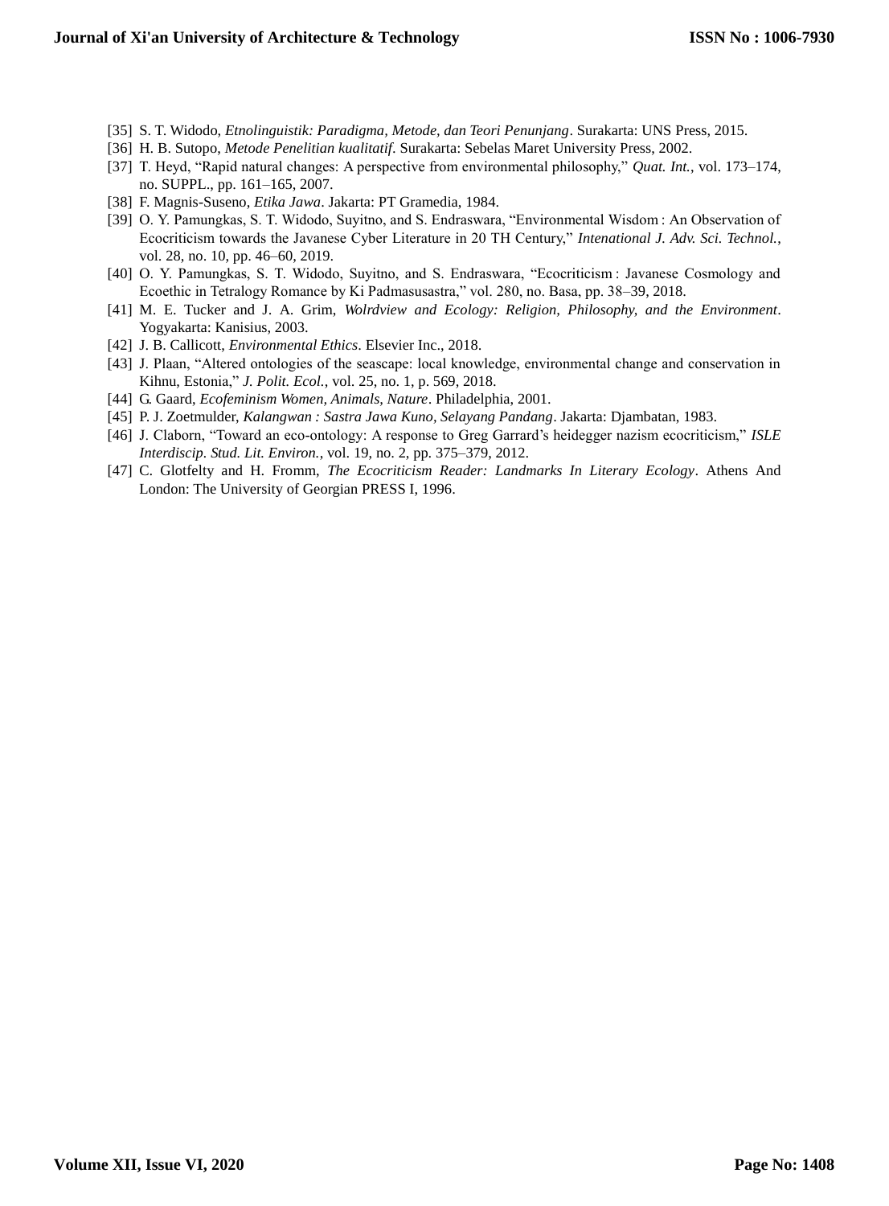[35] S. T. Widodo, *Etnolinguistik: Paradigma, Metode, dan Teori Penunjang*. Surakarta: UNS Press, 2015.

[36] H. B. Sutopo, *Metode Penelitian kualitatif*. Surakarta: Sebelas Maret University Press, 2002.

[37] T. Heyd, "Rapid natural changes: A perspective from environmental philosophy," *Quat. Int.*, vol. 173–174, no. SUPPL., pp. 161–165, 2007.

[38] F. Magnis-Suseno, *Etika Jawa*. Jakarta: PT Gramedia, 1984.

[39] O. Y. Pamungkas, S. T. Widodo, Suyitno, and S. Endraswara, "Environmental Wisdom : An Observation of Ecocriticism towards the Javanese Cyber Literature in 20 TH Century," *Intenational J. Adv. Sci. Technol.*, vol. 28, no. 10, pp. 46–60, 2019.

[40] O. Y. Pamungkas, S. T. Widodo, Suyitno, and S. Endraswara, "Ecocriticism : Javanese Cosmology and Ecoethic in Tetralogy Romance by Ki Padmasusastra," vol. 280, no. Basa, pp. 38–39, 2018.

[41] M. E. Tucker and J. A. Grim, *Wolrdview and Ecology: Religion, Philosophy, and the Environment*. Yogyakarta: Kanisius, 2003.

[42] J. B. Callicott, *Environmental Ethics*. Elsevier Inc., 2018.

[43] J. Plaan, "Altered ontologies of the seascape: local knowledge, environmental change and conservation in Kihnu, Estonia," *J. Polit. Ecol.*, vol. 25, no. 1, p. 569, 2018.

[44] G. Gaard, *Ecofeminism Women, Animals, Nature*. Philadelphia, 2001.

[45] P. J. Zoetmulder, *Kalangwan : Sastra Jawa Kuno, Selayang Pandang*. Jakarta: Djambatan, 1983.

[46] J. Claborn, "Toward an eco-ontology: A response to Greg Garrard's heidegger nazism ecocriticism," *ISLE Interdiscip. Stud. Lit. Environ.*, vol. 19, no. 2, pp. 375–379, 2012.

[47] C. Glotfelty and H. Fromm, *The Ecocriticism Reader: Landmarks In Literary Ecology*. Athens And London: The University of Georgian PRESS I, 1996.